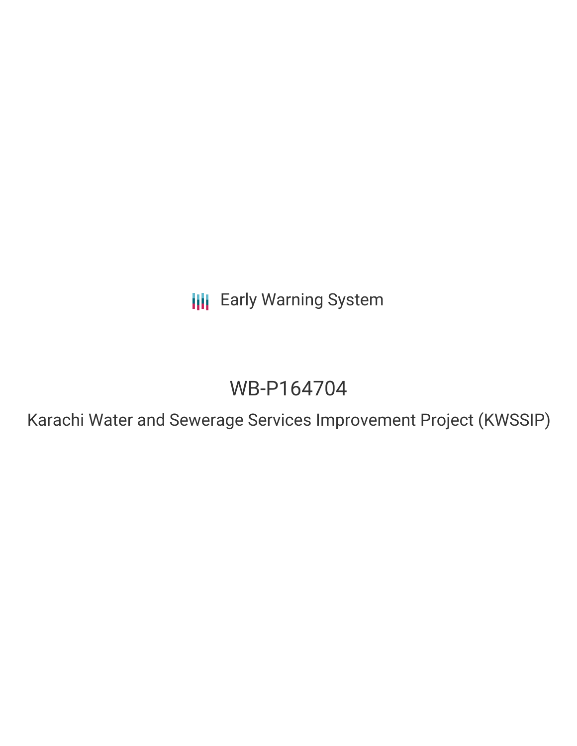Early Warning System

# WB-P164704

Karachi Water and Sewerage Services Improvement Project (KWSSIP)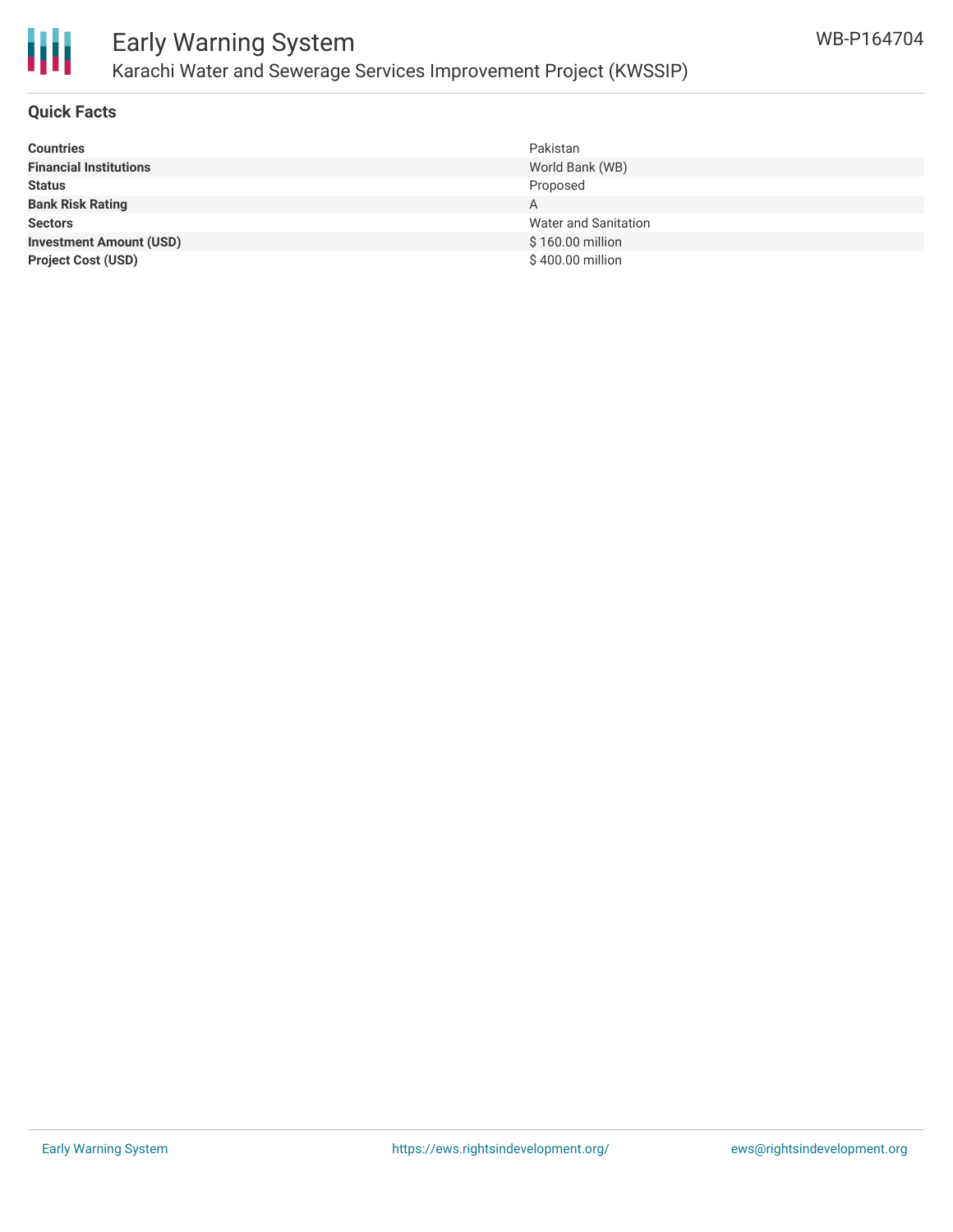## Quick Facts

| | |
|---|---|
| **Countries** | Pakistan |
| **Financial Institutions** | World Bank (WB) |
| **Status** | Proposed |
| **Bank Risk Rating** | A |
| **Sectors** | Water and Sanitation |
| **Investment Amount (USD)** | $ 160.00 million |
| **Project Cost (USD)** | $ 400.00 million |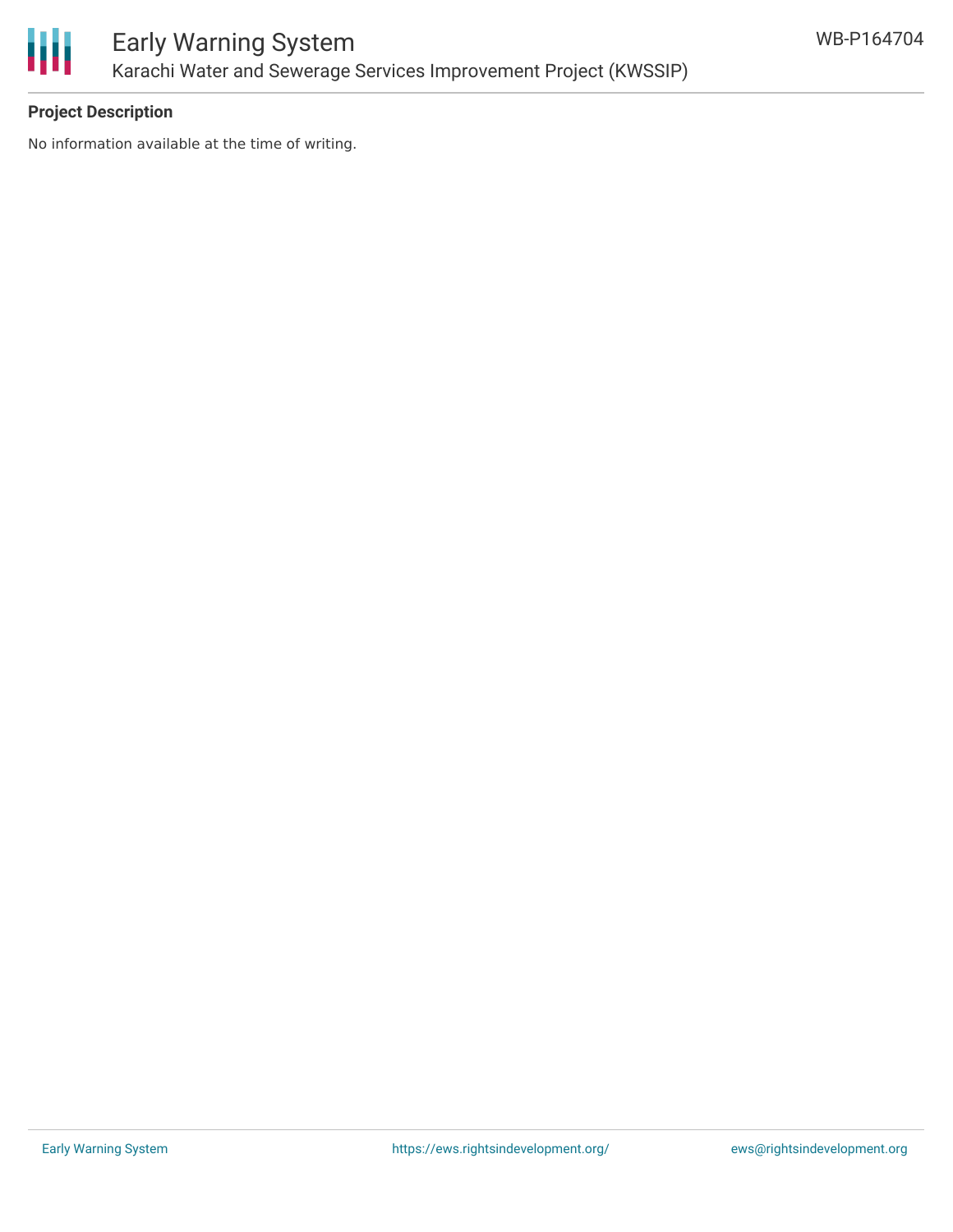**Project Description**

No information available at the time of writing.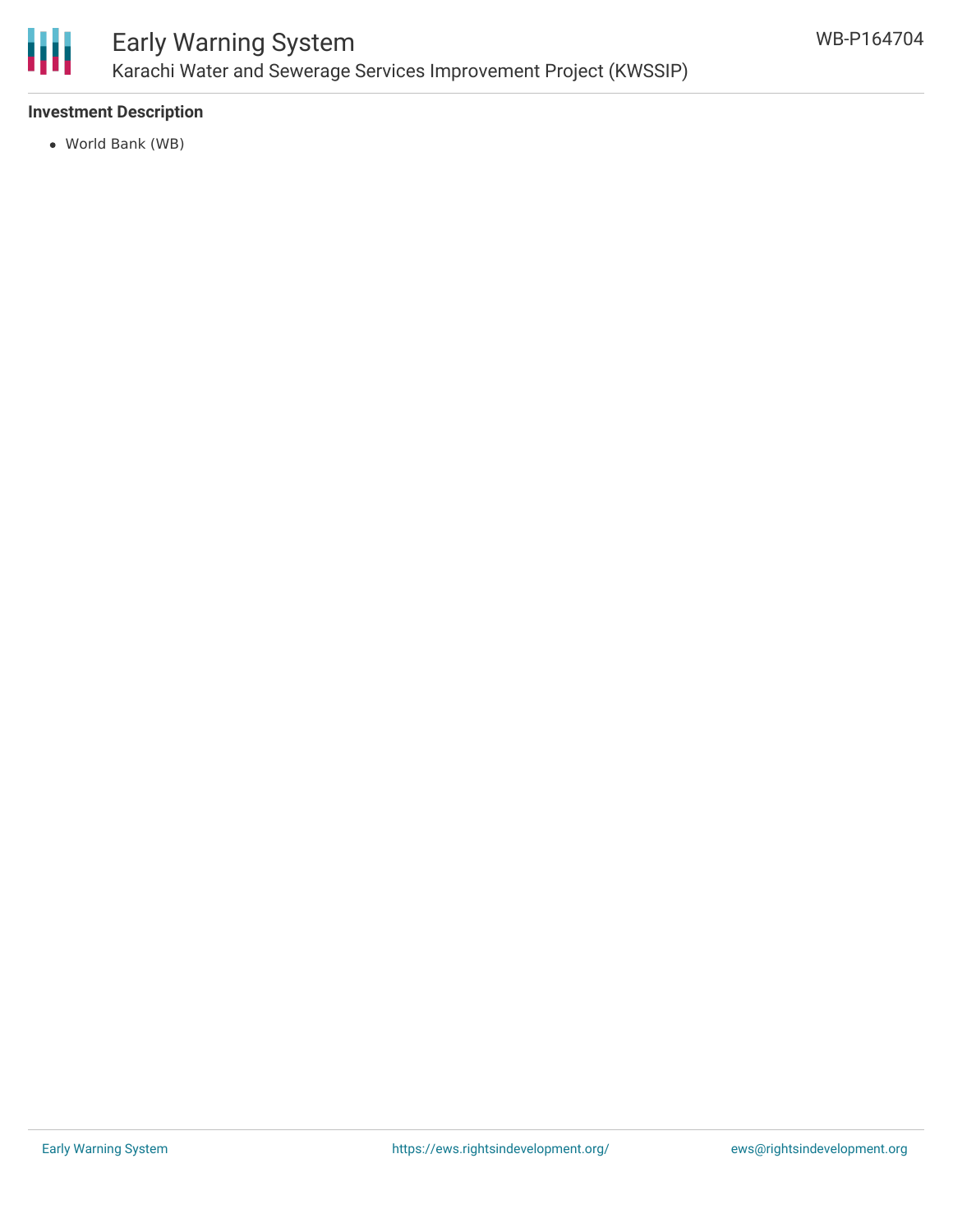**Investment Description**

- World Bank (WB)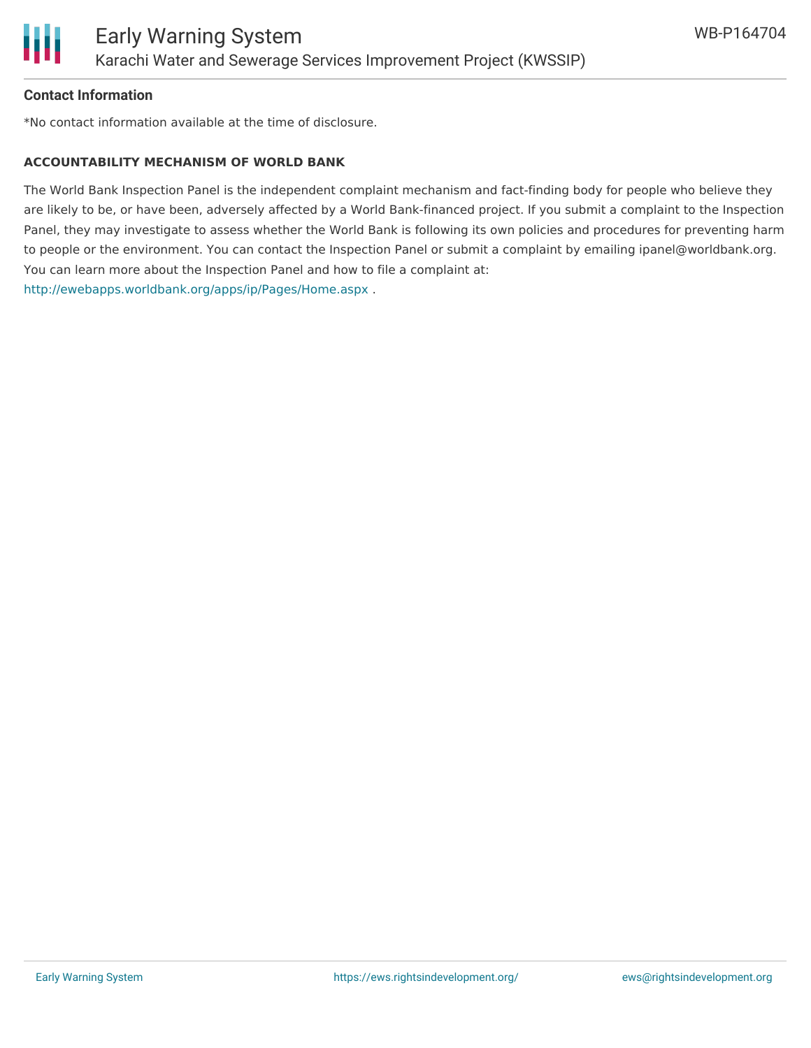**Contact Information**

*No contact information available at the time of disclosure.

**ACCOUNTABILITY MECHANISM OF WORLD BANK**

The World Bank Inspection Panel is the independent complaint mechanism and fact-finding body for people who believe they are likely to be, or have been, adversely affected by a World Bank-financed project. If you submit a complaint to the Inspection Panel, they may investigate to assess whether the World Bank is following its own policies and procedures for preventing harm to people or the environment. You can contact the Inspection Panel or submit a complaint by emailing ipanel@worldbank.org. You can learn more about the Inspection Panel and how to file a complaint at: http://ewebapps.worldbank.org/apps/ip/Pages/Home.aspx .